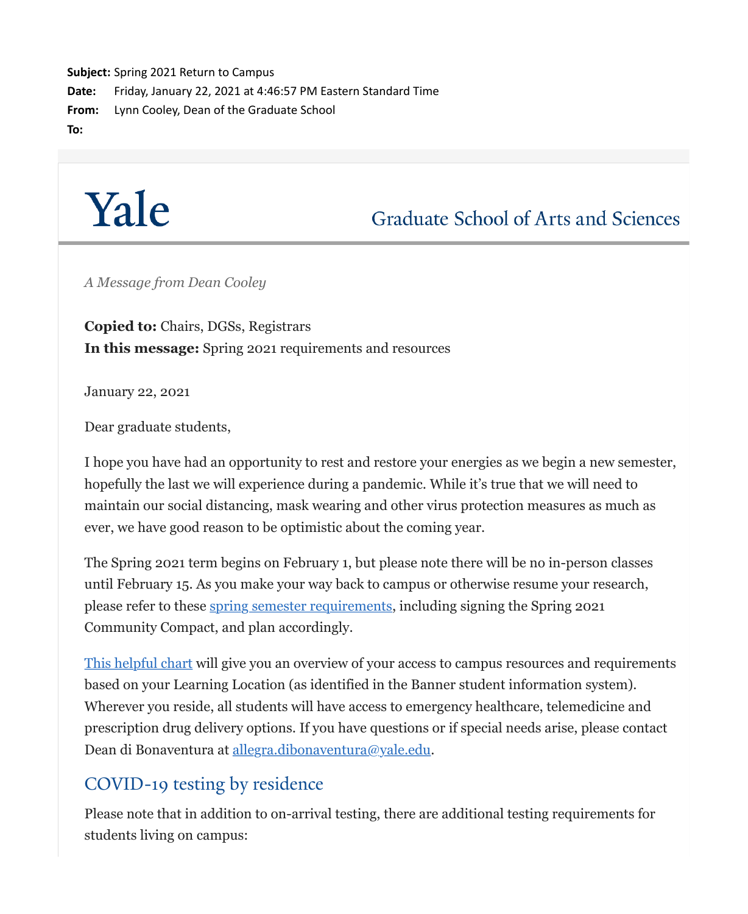**Subject:** Spring 2021 Return to Campus
**Date:** Friday, January 22, 2021 at 4:46:57 PM Eastern Standard Time
**From:** Lynn Cooley, Dean of the Graduate School
**To:**

Yale — Graduate School of Arts and Sciences

*A Message from Dean Cooley*

**Copied to:** Chairs, DGSs, Registrars
**In this message:** Spring 2021 requirements and resources

January 22, 2021

Dear graduate students,

I hope you have had an opportunity to rest and restore your energies as we begin a new semester, hopefully the last we will experience during a pandemic. While it's true that we will need to maintain our social distancing, mask wearing and other virus protection measures as much as ever, we have good reason to be optimistic about the coming year.

The Spring 2021 term begins on February 1, but please note there will be no in-person classes until February 15. As you make your way back to campus or otherwise resume your research, please refer to these spring semester requirements, including signing the Spring 2021 Community Compact, and plan accordingly.

This helpful chart will give you an overview of your access to campus resources and requirements based on your Learning Location (as identified in the Banner student information system). Wherever you reside, all students will have access to emergency healthcare, telemedicine and prescription drug delivery options. If you have questions or if special needs arise, please contact Dean di Bonaventura at allegra.dibonaventura@yale.edu.

## COVID-19 testing by residence

Please note that in addition to on-arrival testing, there are additional testing requirements for students living on campus: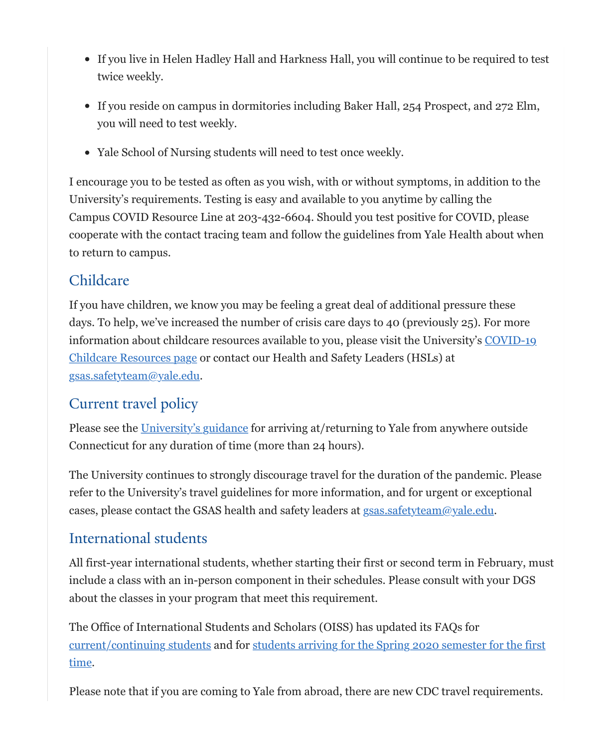- If you live in Helen Hadley Hall and Harkness Hall, you will continue to be required to test twice weekly.
- If you reside on campus in dormitories including Baker Hall, 254 Prospect, and 272 Elm, you will need to test weekly.
- Yale School of Nursing students will need to test once weekly.

I encourage you to be tested as often as you wish, with or without symptoms, in addition to the University's requirements. Testing is easy and available to you anytime by calling the Campus COVID Resource Line at 203-432-6604. Should you test positive for COVID, please cooperate with the contact tracing team and follow the guidelines from Yale Health about when to return to campus.

## Childcare

If you have children, we know you may be feeling a great deal of additional pressure these days. To help, we've increased the number of crisis care days to 40 (previously 25). For more information about childcare resources available to you, please visit the University's [COVID-19 Childcare Resources page]() or contact our Health and Safety Leaders (HSLs) at [gsas.safetyteam@yale.edu]().

## Current travel policy

Please see the [University's guidance]() for arriving at/returning to Yale from anywhere outside Connecticut for any duration of time (more than 24 hours).

The University continues to strongly discourage travel for the duration of the pandemic. Please refer to the University's travel guidelines for more information, and for urgent or exceptional cases, please contact the GSAS health and safety leaders at [gsas.safetyteam@yale.edu]().

## International students

All first-year international students, whether starting their first or second term in February, must include a class with an in-person component in their schedules. Please consult with your DGS about the classes in your program that meet this requirement.

The Office of International Students and Scholars (OISS) has updated its FAQs for [current/continuing students]() and for [students arriving for the Spring 2020 semester for the first time]().

Please note that if you are coming to Yale from abroad, there are new CDC travel requirements.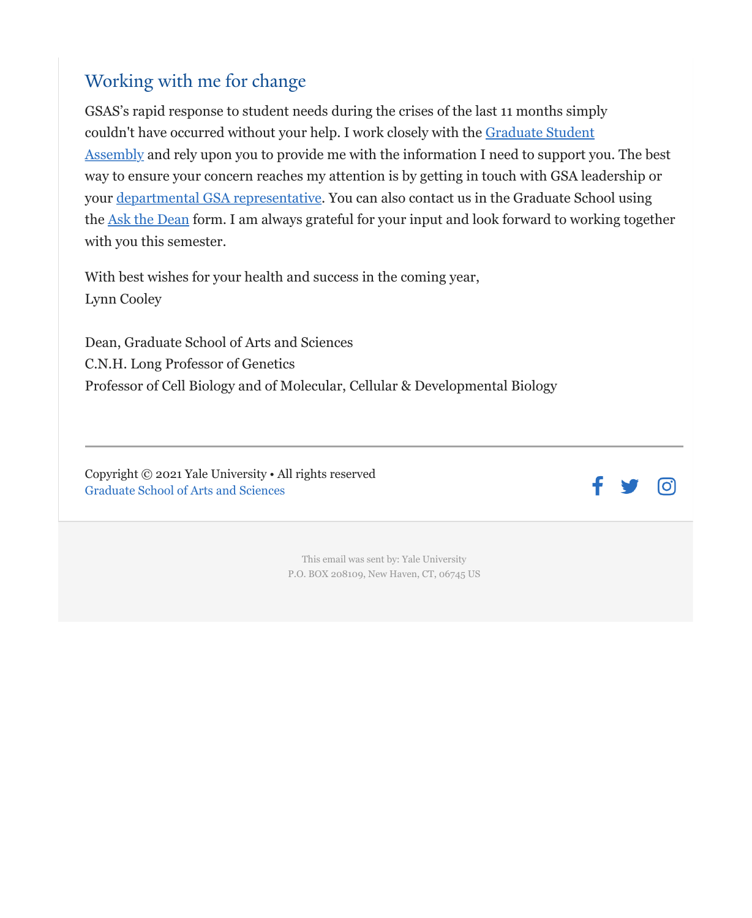## Working with me for change

GSAS's rapid response to student needs during the crises of the last 11 months simply couldn't have occurred without your help. I work closely with the Graduate Student Assembly and rely upon you to provide me with the information I need to support you. The best way to ensure your concern reaches my attention is by getting in touch with GSA leadership or your departmental GSA representative. You can also contact us in the Graduate School using the Ask the Dean form. I am always grateful for your input and look forward to working together with you this semester.

With best wishes for your health and success in the coming year,
Lynn Cooley

Dean, Graduate School of Arts and Sciences
C.N.H. Long Professor of Genetics
Professor of Cell Biology and of Molecular, Cellular & Developmental Biology

---

Copyright © 2021 Yale University • All rights reserved
Graduate School of Arts and Sciences

This email was sent by: Yale University
P.O. BOX 208109, New Haven, CT, 06745 US